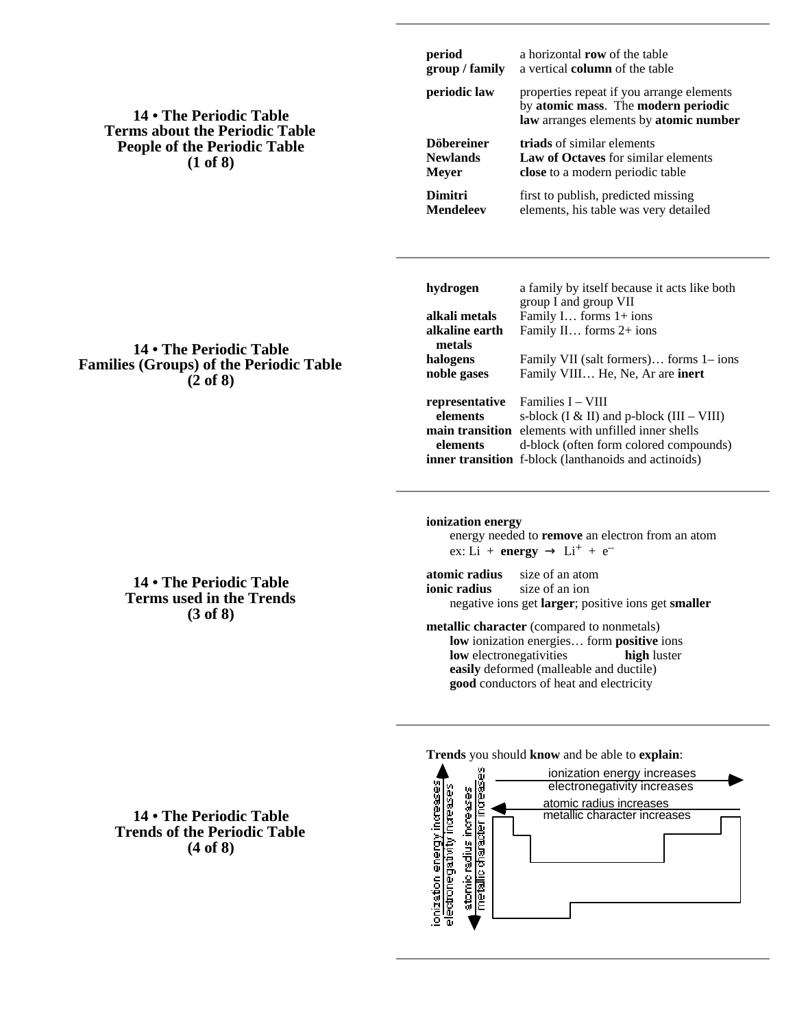## 14 • The Periodic Table
### Terms about the Periodic Table
### People of the Periodic Table
### (1 of 8)

**period** a horizontal **row** of the table
**group / family** a vertical **column** of the table

**periodic law** properties repeat if you arrange elements by **atomic mass**. The **modern periodic law** arranges elements by **atomic number**

**Döbereiner** **triads** of similar elements
**Newlands** **Law of Octaves** for similar elements
**Meyer** **close** to a modern periodic table

**Dimitri Mendeleev** first to publish, predicted missing elements, his table was very detailed

---

## 14 • The Periodic Table
### Families (Groups) of the Periodic Table
### (2 of 8)

**hydrogen** a family by itself because it acts like both group I and group VII
**alkali metals** Family I… forms 1+ ions
**alkaline earth metals** Family II… forms 2+ ions
**halogens** Family VII (salt formers)… forms 1– ions
**noble gases** Family VIII… He, Ne, Ar are **inert**

**representative elements** Families I – VIII
s-block (I & II) and p-block (III – VIII)
**main transition elements** elements with unfilled inner shells
d-block (often form colored compounds)
**inner transition** f-block (lanthanoids and actinoids)

---

## 14 • The Periodic Table
### Terms used in the Trends
### (3 of 8)

**ionization energy**
energy needed to **remove** an electron from an atom
ex: Li + **energy** → $Li^{+}$ + $e^{-}$

**atomic radius** size of an atom
**ionic radius** size of an ion
negative ions get **larger**; positive ions get **smaller**

**metallic character** (compared to nonmetals)
**low** ionization energies… form **positive** ions
**low** electronegativities **high** luster
**easily** deformed (malleable and ductile)
**good** conductors of heat and electricity

---

## 14 • The Periodic Table
### Trends of the Periodic Table
### (4 of 8)

**Trends** you should **know** and be able to **explain**:

- Across a period (left to right): ionization energy increases; electronegativity increases
- Across a period (right to left): atomic radius increases; metallic character increases
- Up a group: ionization energy increases; electronegativity increases
- Down a group: atomic radius increases; metallic character increases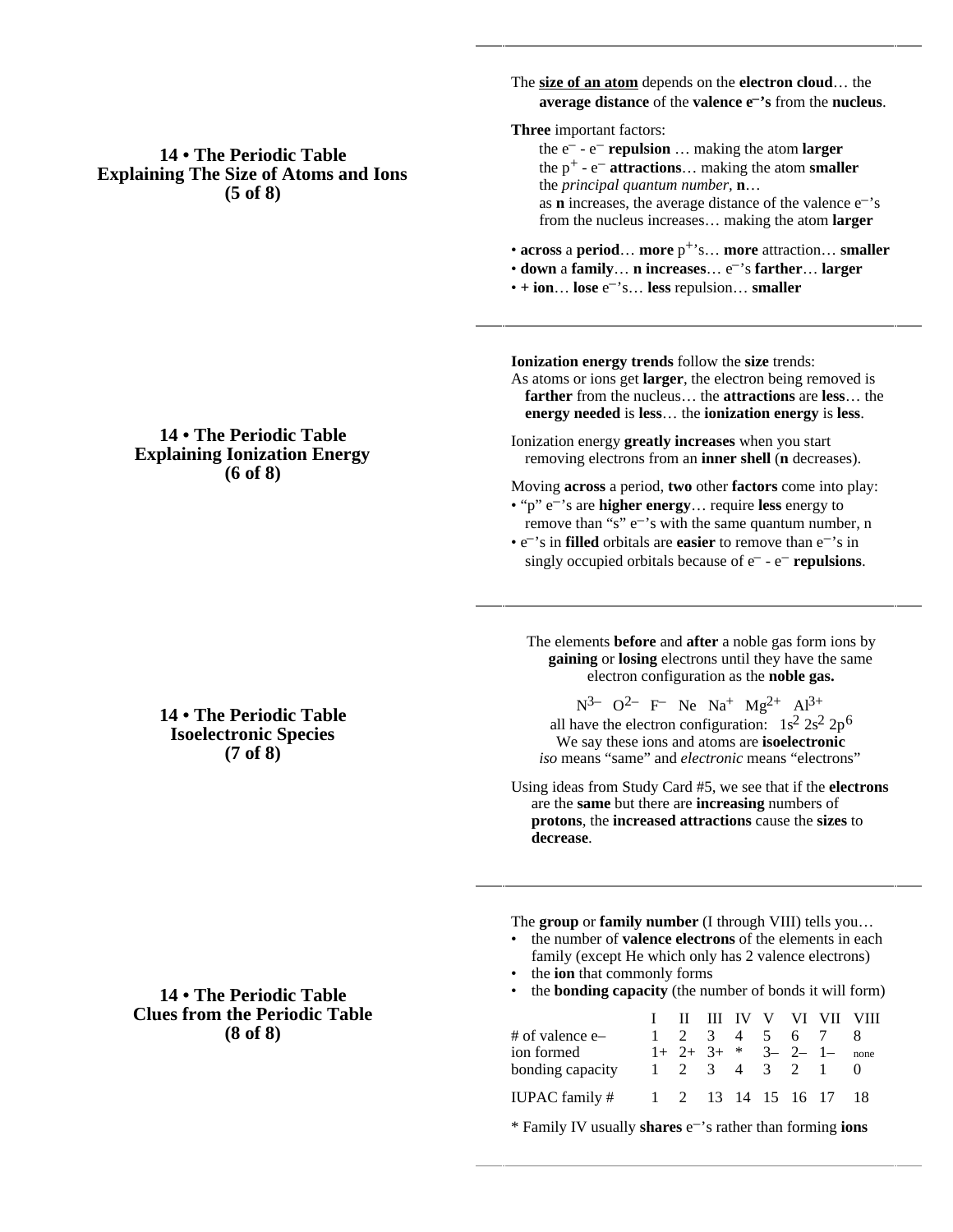## 14 • The Periodic Table
## Explaining The Size of Atoms and Ions
## (5 of 8)

The **size of an atom** depends on the **electron cloud**… the **average distance** of the **valence $e^-$'s** from the **nucleus**.

**Three** important factors:

the $e^-$ - $e^-$ **repulsion** … making the atom **larger**
the $p^+$ - $e^-$ **attractions**… making the atom **smaller**
the *principal quantum number*, **n**…
as **n** increases, the average distance of the valence $e^-$'s from the nucleus increases… making the atom **larger**

- **across** a **period**… **more** $p^+$'s… **more** attraction… **smaller**
- **down** a **family**… **n increases**… $e^-$'s **farther**… **larger**
- **+ ion**… **lose** $e^-$'s… **less** repulsion… **smaller**

## 14 • The Periodic Table
## Explaining Ionization Energy
## (6 of 8)

**Ionization energy trends** follow the **size** trends:
As atoms or ions get **larger**, the electron being removed is **farther** from the nucleus… the **attractions** are **less**… the **energy needed** is **less**… the **ionization energy** is **less**.

Ionization energy **greatly increases** when you start removing electrons from an **inner shell** (**n** decreases).

Moving **across** a period, **two** other **factors** come into play:

- "p" $e^-$'s are **higher energy**… require **less** energy to remove than "s" $e^-$'s with the same quantum number, n
- $e^-$'s in **filled** orbitals are **easier** to remove than $e^-$'s in singly occupied orbitals because of $e^-$ - $e^-$ **repulsions**.

## 14 • The Periodic Table
## Isoelectronic Species
## (7 of 8)

The elements **before** and **after** a noble gas form ions by **gaining** or **losing** electrons until they have the same electron configuration as the **noble gas.**

$N^{3-}$ $O^{2-}$ $F^-$ Ne $Na^+$ $Mg^{2+}$ $Al^{3+}$
all have the electron configuration: $1s^2\ 2s^2\ 2p^6$
We say these ions and atoms are **isoelectronic**
*iso* means "same" and *electronic* means "electrons"

Using ideas from Study Card #5, we see that if the **electrons** are the **same** but there are **increasing** numbers of **protons**, the **increased attractions** cause the **sizes** to **decrease**.

## 14 • The Periodic Table
## Clues from the Periodic Table
## (8 of 8)

The **group** or **family number** (I through VIII) tells you…

- the number of **valence electrons** of the elements in each family (except He which only has 2 valence electrons)
- the **ion** that commonly forms
- the **bonding capacity** (the number of bonds it will form)

| | I | II | III | IV | V | VI | VII | VIII |
|---|---|---|---|---|---|---|---|---|
| # of valence e– | 1 | 2 | 3 | 4 | 5 | 6 | 7 | 8 |
| ion formed | 1+ | 2+ | 3+ | * | 3– | 2– | 1– | none |
| bonding capacity | 1 | 2 | 3 | 4 | 3 | 2 | 1 | 0 |
| IUPAC family # | 1 | 2 | 13 | 14 | 15 | 16 | 17 | 18 |

\* Family IV usually **shares** $e^-$'s rather than forming **ions**